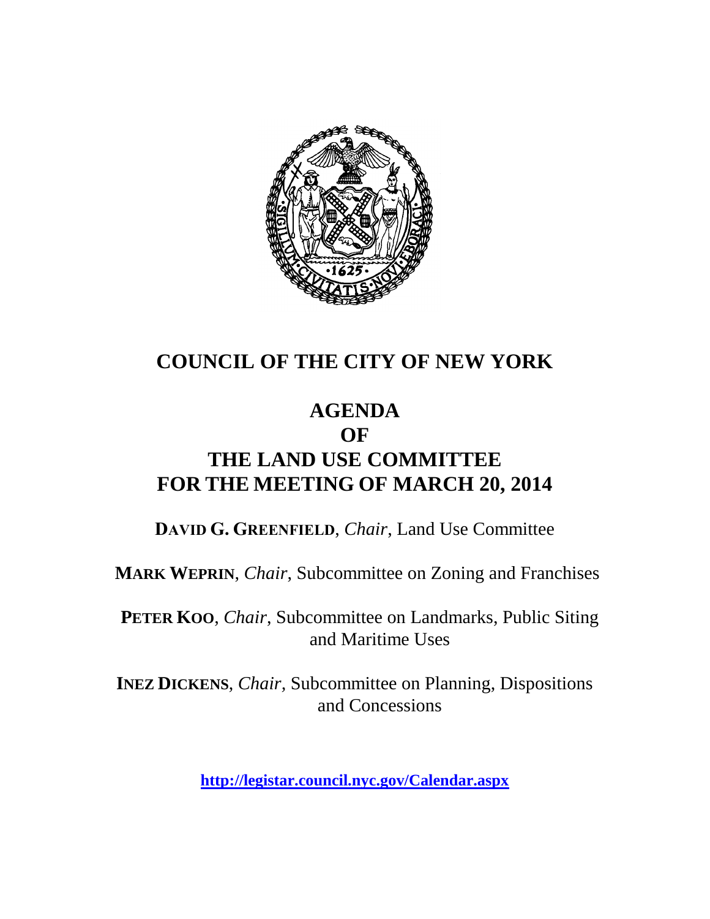# COUNCIL OF THE CITY OF NEW YORK

## AGENDA
## OF
## THE LAND USE COMMITTEE
## FOR THE MEETING OF MARCH 20, 2014

**DAVID G. GREENFIELD**, *Chair*, Land Use Committee

**MARK WEPRIN**, *Chair*, Subcommittee on Zoning and Franchises

**PETER KOO**, *Chair*, Subcommittee on Landmarks, Public Siting and Maritime Uses

**INEZ DICKENS**, *Chair*, Subcommittee on Planning, Dispositions and Concessions

**http://legistar.council.nyc.gov/Calendar.aspx**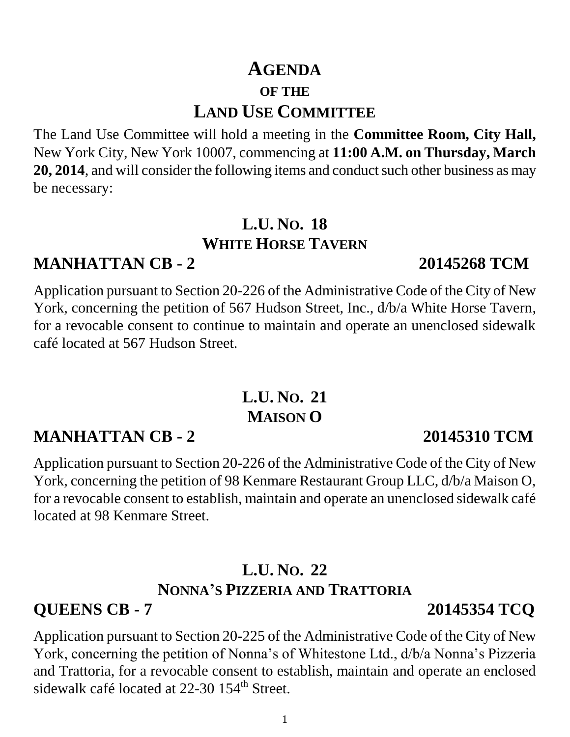# AGENDA

## OF THE

# LAND USE COMMITTEE

The Land Use Committee will hold a meeting in the **Committee Room, City Hall,** New York City, New York 10007, commencing at **11:00 A.M. on Thursday, March 20, 2014**, and will consider the following items and conduct such other business as may be necessary:

## L.U. NO. 18

## WHITE HORSE TAVERN

### MANHATTAN CB - 2 20145268 TCM

Application pursuant to Section 20-226 of the Administrative Code of the City of New York, concerning the petition of 567 Hudson Street, Inc., d/b/a White Horse Tavern, for a revocable consent to continue to maintain and operate an unenclosed sidewalk café located at 567 Hudson Street.

## L.U. NO. 21

## MAISON O

### MANHATTAN CB - 2 20145310 TCM

Application pursuant to Section 20-226 of the Administrative Code of the City of New York, concerning the petition of 98 Kenmare Restaurant Group LLC, d/b/a Maison O, for a revocable consent to establish, maintain and operate an unenclosed sidewalk café located at 98 Kenmare Street.

## L.U. NO. 22

## NONNA'S PIZZERIA AND TRATTORIA

### QUEENS CB - 7 20145354 TCQ

Application pursuant to Section 20-225 of the Administrative Code of the City of New York, concerning the petition of Nonna's of Whitestone Ltd., d/b/a Nonna's Pizzeria and Trattoria, for a revocable consent to establish, maintain and operate an enclosed sidewalk café located at 22-30 154th Street.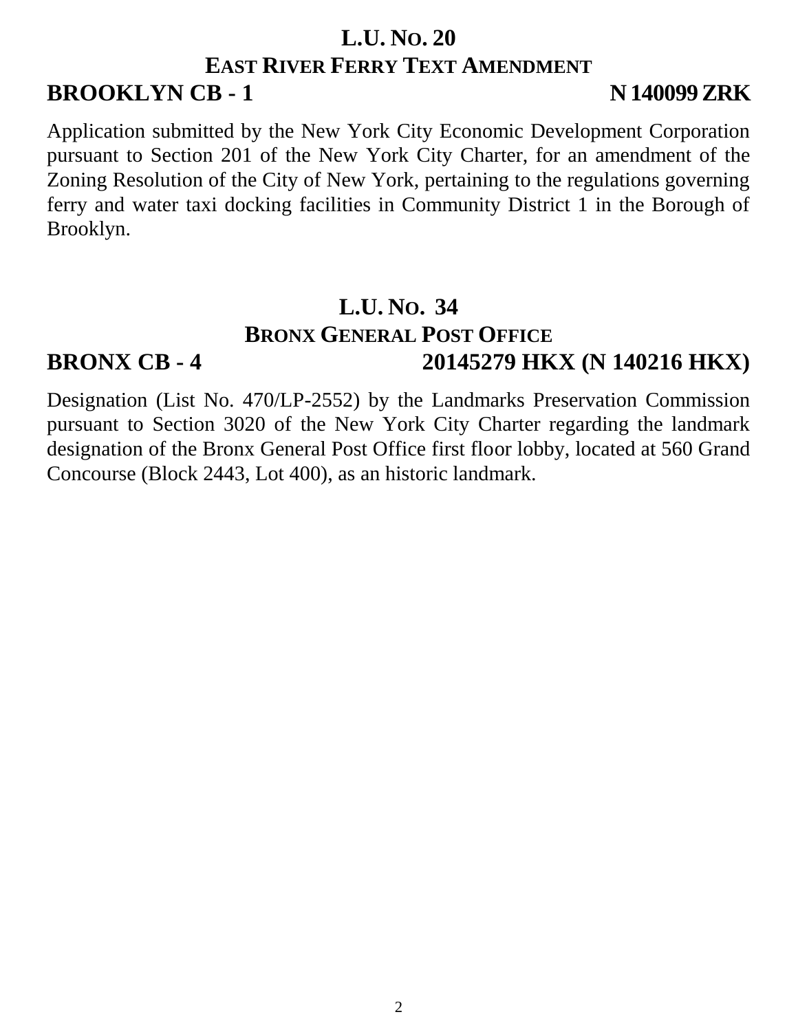## L.U. NO. 20

## EAST RIVER FERRY TEXT AMENDMENT

**BROOKLYN CB - 1** **N 140099 ZRK**

Application submitted by the New York City Economic Development Corporation pursuant to Section 201 of the New York City Charter, for an amendment of the Zoning Resolution of the City of New York, pertaining to the regulations governing ferry and water taxi docking facilities in Community District 1 in the Borough of Brooklyn.

## L.U. NO. 34

## BRONX GENERAL POST OFFICE

**BRONX CB - 4** **20145279 HKX (N 140216 HKX)**

Designation (List No. 470/LP-2552) by the Landmarks Preservation Commission pursuant to Section 3020 of the New York City Charter regarding the landmark designation of the Bronx General Post Office first floor lobby, located at 560 Grand Concourse (Block 2443, Lot 400), as an historic landmark.